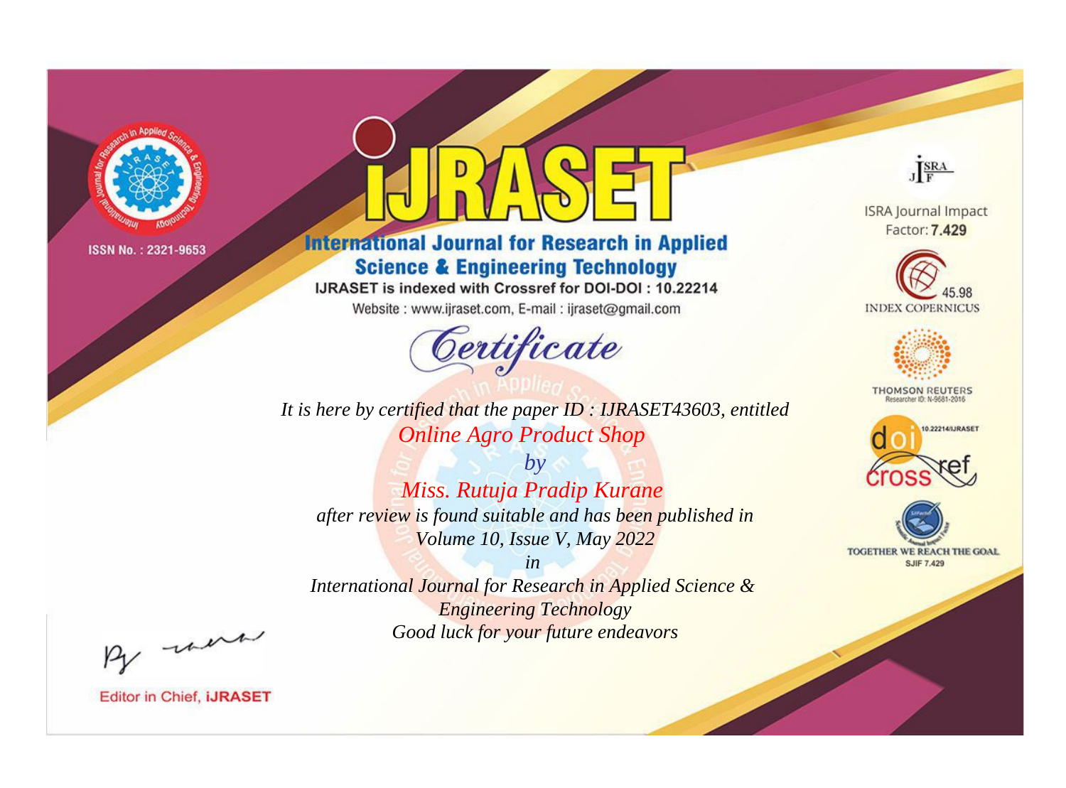ISSN No. : 2321-9653

# IJRASET

## International Journal for Research in Applied Science & Engineering Technology

IJRASET is indexed with Crossref for DOI-DOI : 10.22214

Website : www.ijraset.com, E-mail : ijraset@gmail.com

ISRA Journal Impact Factor: **7.429**

45.98 INDEX COPERNICUS

THOMSON REUTERS Researcher ID: N-9681-2016

10.22214/IJRASET

TOGETHER WE REACH THE GOAL SJIF 7.429

## *Certificate*

*It is here by certified that the paper ID : IJRASET43603, entitled*

*Online Agro Product Shop*

*by*

*Miss. Rutuja Pradip Kurane*

*after review is found suitable and has been published in*

*Volume 10, Issue V, May 2022*

*in*

*International Journal for Research in Applied Science & Engineering Technology*

*Good luck for your future endeavors*

Editor in Chief, **iJRASET**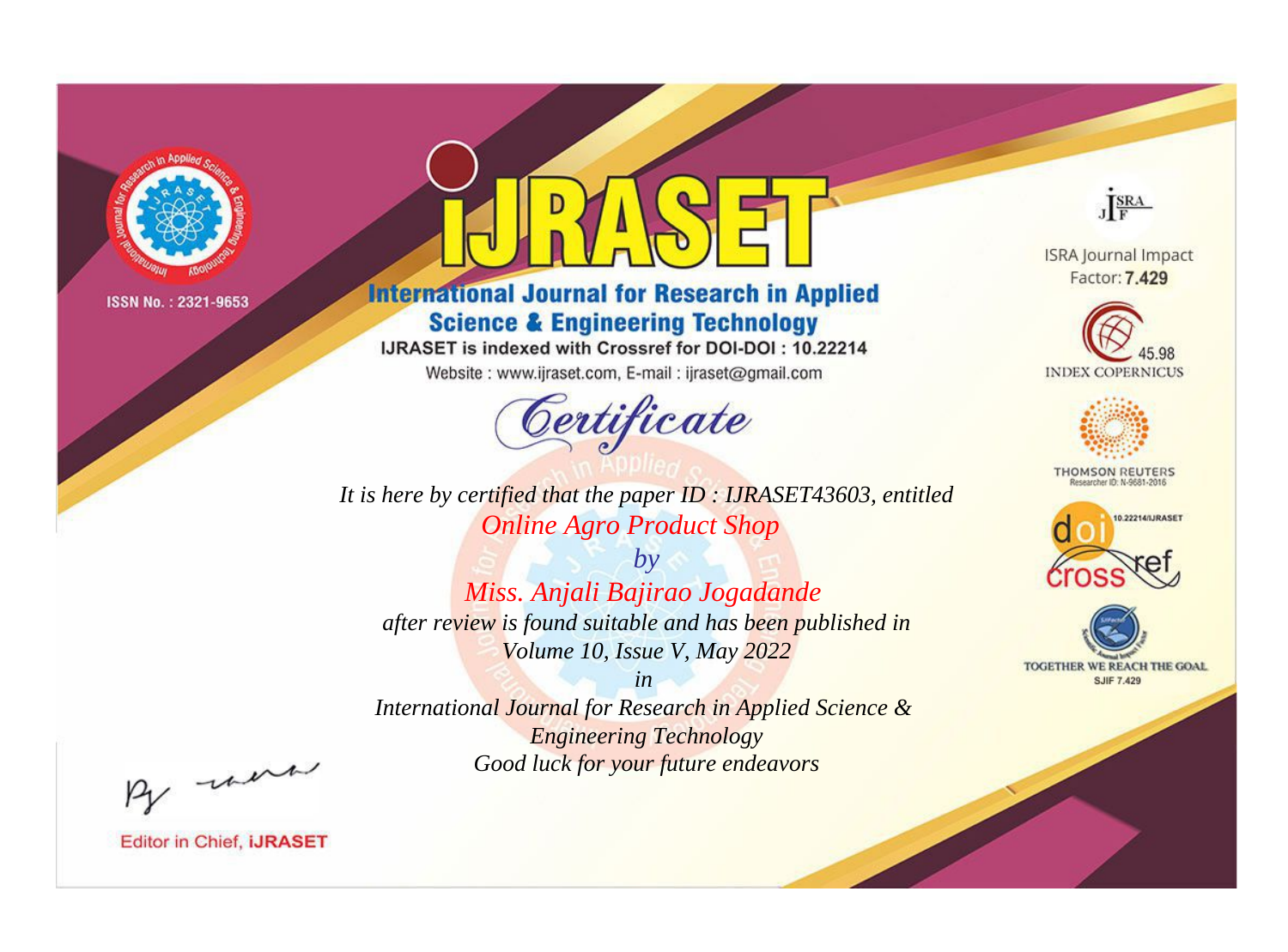ISSN No. : 2321-9653

# iJRASET

## International Journal for Research in Applied Science & Engineering Technology

IJRASET is indexed with Crossref for DOI-DOI : 10.22214

Website : www.ijraset.com, E-mail : ijraset@gmail.com

# Certificate

*It is here by certified that the paper ID : IJRASET43603, entitled*

*Online Agro Product Shop*

*by*

*Miss. Anjali Bajirao Jogadande*

*after review is found suitable and has been published in*

*Volume 10, Issue V, May 2022*

*in*

*International Journal for Research in Applied Science & Engineering Technology*

*Good luck for your future endeavors*

ISRA Journal Impact Factor: **7.429**

45.98 INDEX COPERNICUS

THOMSON REUTERS Researcher ID: N-9681-2016

10.22214/IJRASET

TOGETHER WE REACH THE GOAL SJIF 7.429

Editor in Chief, **iJRASET**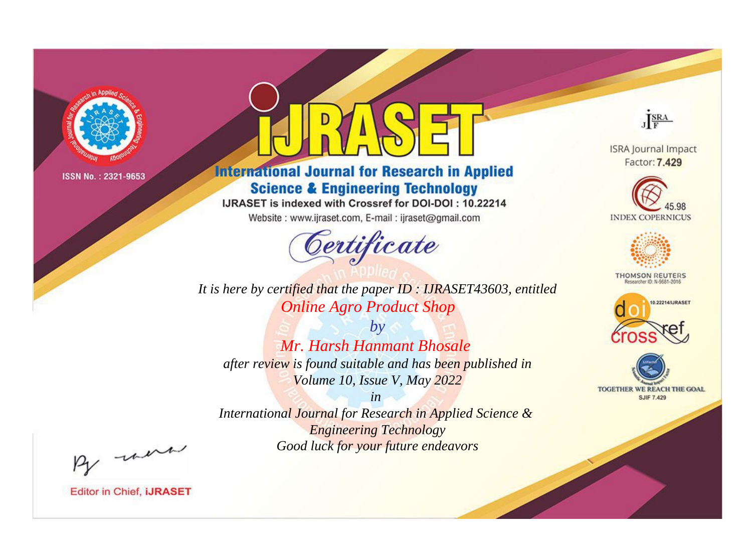ISSN No. : 2321-9653

# iJRASET

## International Journal for Research in Applied Science & Engineering Technology

IJRASET is indexed with Crossref for DOI-DOI : 10.22214

Website : www.ijraset.com, E-mail : ijraset@gmail.com

ISRA Journal Impact Factor: **7.429**

45.98 INDEX COPERNICUS

THOMSON REUTERS Researcher ID: N-9681-2016

10.22214/IJRASET

TOGETHER WE REACH THE GOAL SJIF 7.429

# Certificate

*It is here by certified that the paper ID : IJRASET43603, entitled*

*Online Agro Product Shop*

*by*

*Mr. Harsh Hanmant Bhosale*

*after review is found suitable and has been published in*

*Volume 10, Issue V, May 2022*

*in*

*International Journal for Research in Applied Science & Engineering Technology*

*Good luck for your future endeavors*

Editor in Chief, **iJRASET**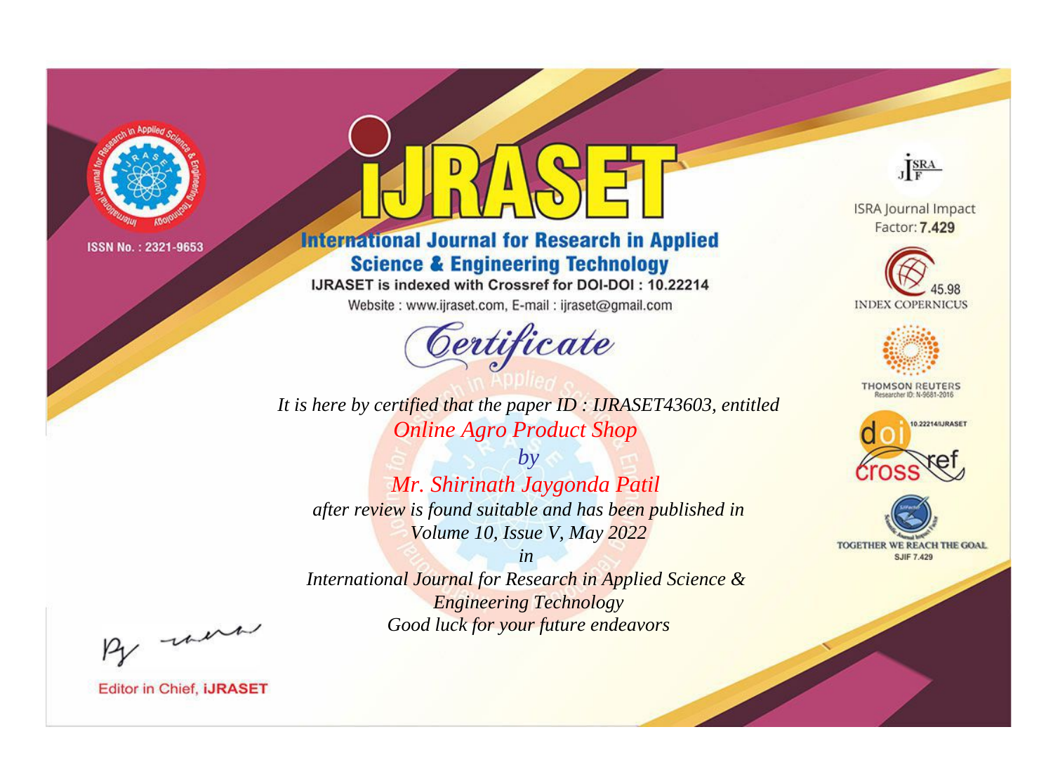ISSN No. : 2321-9653

# IJRASET

## International Journal for Research in Applied Science & Engineering Technology

IJRASET is indexed with Crossref for DOI-DOI : 10.22214

Website : www.ijraset.com, E-mail : ijraset@gmail.com

ISRA Journal Impact Factor: **7.429**

45.98 INDEX COPERNICUS

THOMSON REUTERS Researcher ID: N-9681-2016

10.22214/IJRASET

TOGETHER WE REACH THE GOAL SJIF 7.429

## *Certificate*

*It is here by certified that the paper ID : IJRASET43603, entitled*

*Online Agro Product Shop*

*by*

*Mr. Shirinath Jaygonda Patil*

*after review is found suitable and has been published in*

*Volume 10, Issue V, May 2022*

*in*

*International Journal for Research in Applied Science & Engineering Technology*

*Good luck for your future endeavors*

Editor in Chief, **iJRASET**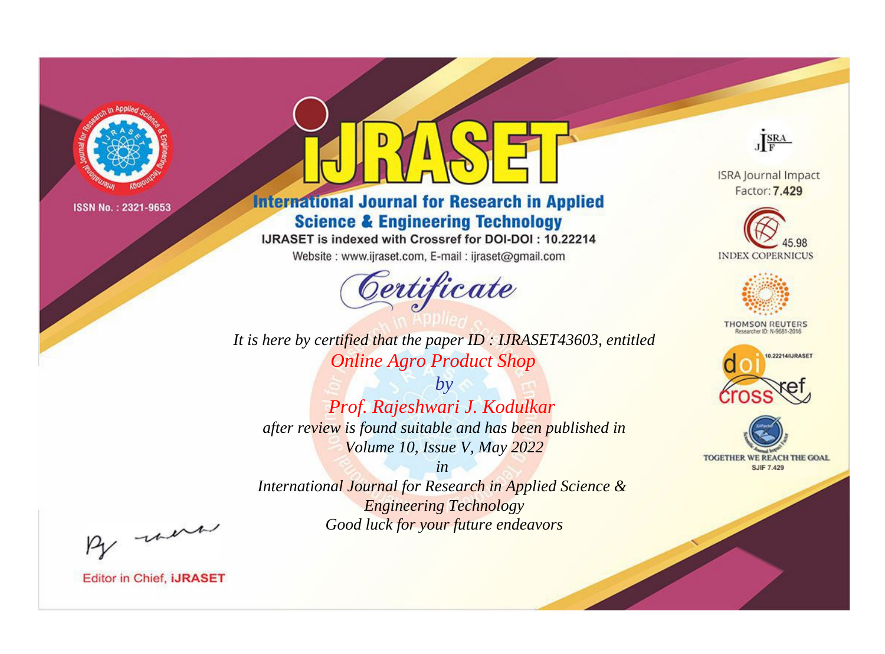ISSN No. : 2321-9653

# iJRASET

## International Journal for Research in Applied Science & Engineering Technology

IJRASET is indexed with Crossref for DOI-DOI : 10.22214

Website : www.ijraset.com, E-mail : ijraset@gmail.com

ISRA Journal Impact Factor: **7.429**

45.98 INDEX COPERNICUS

THOMSON REUTERS Researcher ID: N-9681-2016

10.22214/IJRASET

TOGETHER WE REACH THE GOAL SJIF 7.429

# *Certificate*

*It is here by certified that the paper ID : IJRASET43603, entitled*

*Online Agro Product Shop*

*by*

*Prof. Rajeshwari J. Kodulkar*

*after review is found suitable and has been published in*

*Volume 10, Issue V, May 2022*

*in*

*International Journal for Research in Applied Science & Engineering Technology*

*Good luck for your future endeavors*

Editor in Chief, **iJRASET**